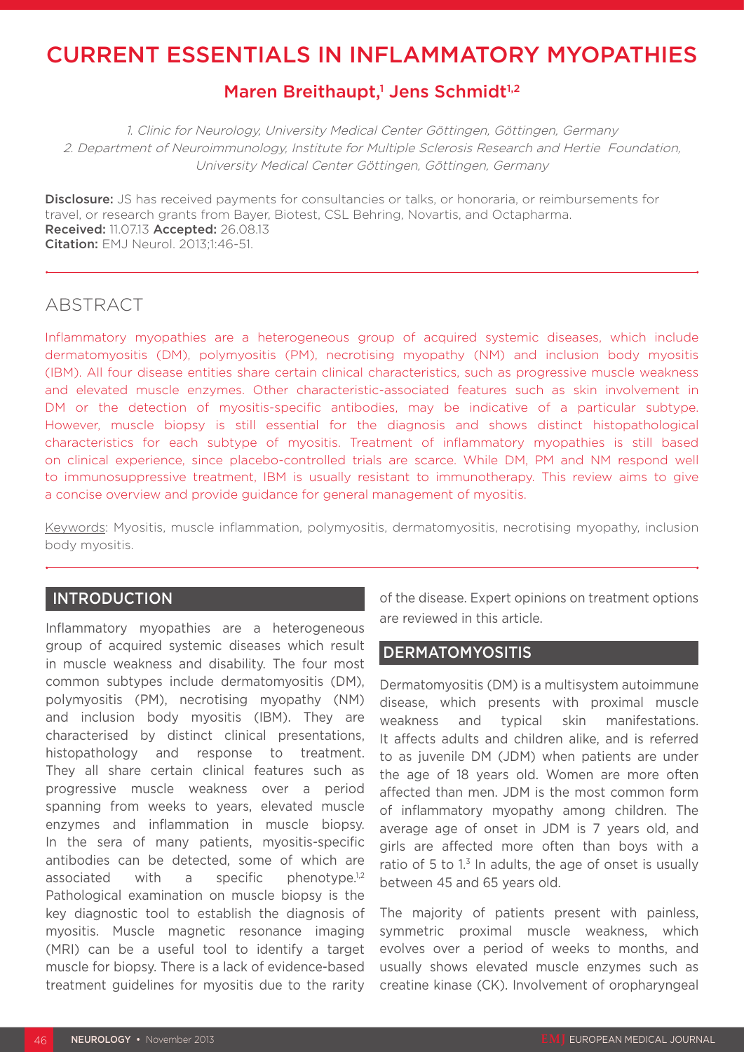# CURRENT ESSENTIALS IN INFLAMMATORY MYOPATHIES

## Maren Breithaupt,[1] Jens Schmidt[1,2]

*1. Clinic for Neurology, University Medical Center Göttingen, Göttingen, Germany*
*2. Department of Neuroimmunology, Institute for Multiple Sclerosis Research and Hertie Foundation, University Medical Center Göttingen, Göttingen, Germany*

**Disclosure:** JS has received payments for consultancies or talks, or honoraria, or reimbursements for travel, or research grants from Bayer, Biotest, CSL Behring, Novartis, and Octapharma.
**Received:** 11.07.13 **Accepted:** 26.08.13
**Citation:** EMJ Neurol. 2013;1:46-51.

## ABSTRACT

Inflammatory myopathies are a heterogeneous group of acquired systemic diseases, which include dermatomyositis (DM), polymyositis (PM), necrotising myopathy (NM) and inclusion body myositis (IBM). All four disease entities share certain clinical characteristics, such as progressive muscle weakness and elevated muscle enzymes. Other characteristic-associated features such as skin involvement in DM or the detection of myositis-specific antibodies, may be indicative of a particular subtype. However, muscle biopsy is still essential for the diagnosis and shows distinct histopathological characteristics for each subtype of myositis. Treatment of inflammatory myopathies is still based on clinical experience, since placebo-controlled trials are scarce. While DM, PM and NM respond well to immunosuppressive treatment, IBM is usually resistant to immunotherapy. This review aims to give a concise overview and provide guidance for general management of myositis.

Keywords: Myositis, muscle inflammation, polymyositis, dermatomyositis, necrotising myopathy, inclusion body myositis.

## INTRODUCTION

Inflammatory myopathies are a heterogeneous group of acquired systemic diseases which result in muscle weakness and disability. The four most common subtypes include dermatomyositis (DM), polymyositis (PM), necrotising myopathy (NM) and inclusion body myositis (IBM). They are characterised by distinct clinical presentations, histopathology and response to treatment. They all share certain clinical features such as progressive muscle weakness over a period spanning from weeks to years, elevated muscle enzymes and inflammation in muscle biopsy. In the sera of many patients, myositis-specific antibodies can be detected, some of which are associated with a specific phenotype.[1,2] Pathological examination on muscle biopsy is the key diagnostic tool to establish the diagnosis of myositis. Muscle magnetic resonance imaging (MRI) can be a useful tool to identify a target muscle for biopsy. There is a lack of evidence-based treatment guidelines for myositis due to the rarity of the disease. Expert opinions on treatment options are reviewed in this article.

## DERMATOMYOSITIS

Dermatomyositis (DM) is a multisystem autoimmune disease, which presents with proximal muscle weakness and typical skin manifestations. It affects adults and children alike, and is referred to as juvenile DM (JDM) when patients are under the age of 18 years old. Women are more often affected than men. JDM is the most common form of inflammatory myopathy among children. The average age of onset in JDM is 7 years old, and girls are affected more often than boys with a ratio of 5 to 1.[3] In adults, the age of onset is usually between 45 and 65 years old.

The majority of patients present with painless, symmetric proximal muscle weakness, which evolves over a period of weeks to months, and usually shows elevated muscle enzymes such as creatine kinase (CK). Involvement of oropharyngeal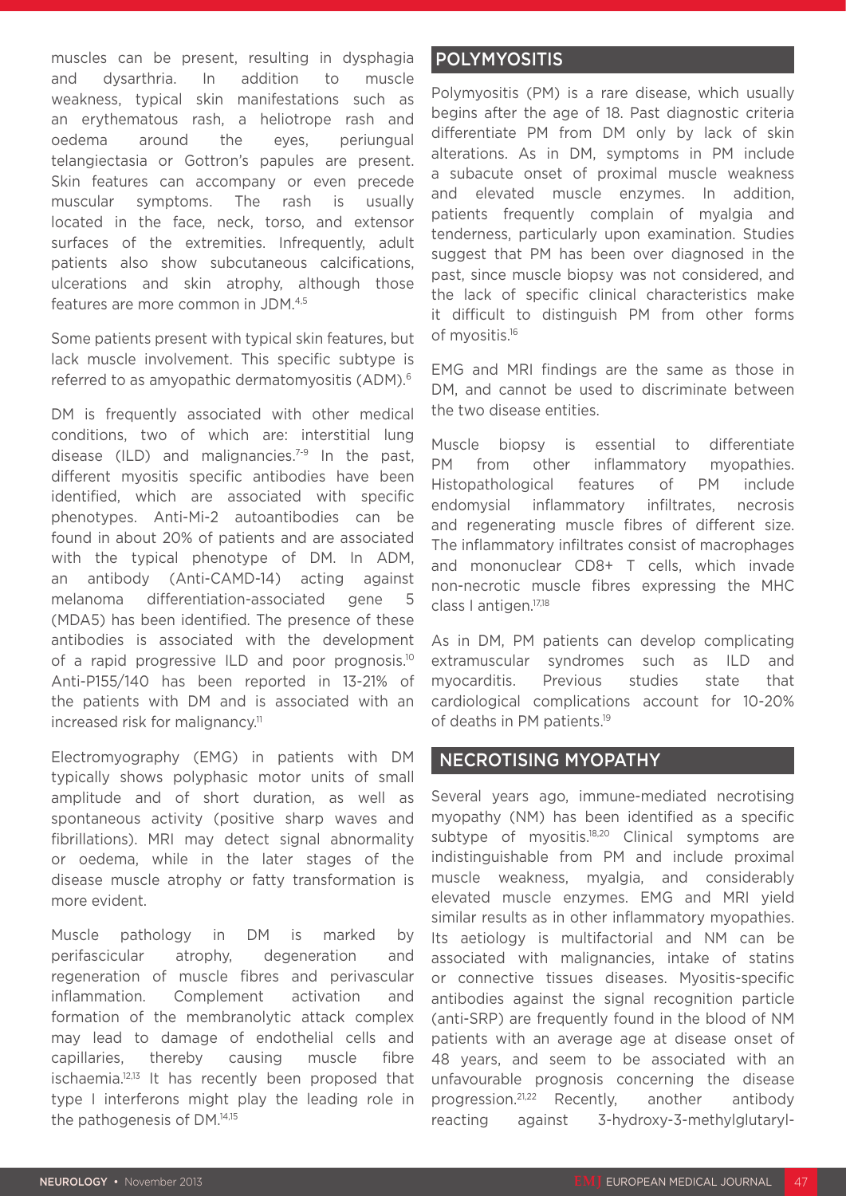muscles can be present, resulting in dysphagia and dysarthria. In addition to muscle weakness, typical skin manifestations such as an erythematous rash, a heliotrope rash and oedema around the eyes, periungual telangiectasia or Gottron's papules are present. Skin features can accompany or even precede muscular symptoms. The rash is usually located in the face, neck, torso, and extensor surfaces of the extremities. Infrequently, adult patients also show subcutaneous calcifications, ulcerations and skin atrophy, although those features are more common in JDM.[4,5]

Some patients present with typical skin features, but lack muscle involvement. This specific subtype is referred to as amyopathic dermatomyositis (ADM).[6]

DM is frequently associated with other medical conditions, two of which are: interstitial lung disease (ILD) and malignancies.[7-9] In the past, different myositis specific antibodies have been identified, which are associated with specific phenotypes. Anti-Mi-2 autoantibodies can be found in about 20% of patients and are associated with the typical phenotype of DM. In ADM, an antibody (Anti-CAMD-14) acting against melanoma differentiation-associated gene 5 (MDA5) has been identified. The presence of these antibodies is associated with the development of a rapid progressive ILD and poor prognosis.[10] Anti-P155/140 has been reported in 13-21% of the patients with DM and is associated with an increased risk for malignancy.[11]

Electromyography (EMG) in patients with DM typically shows polyphasic motor units of small amplitude and of short duration, as well as spontaneous activity (positive sharp waves and fibrillations). MRI may detect signal abnormality or oedema, while in the later stages of the disease muscle atrophy or fatty transformation is more evident.

Muscle pathology in DM is marked by perifascicular atrophy, degeneration and regeneration of muscle fibres and perivascular inflammation. Complement activation and formation of the membranolytic attack complex may lead to damage of endothelial cells and capillaries, thereby causing muscle fibre ischaemia.[12,13] It has recently been proposed that type I interferons might play the leading role in the pathogenesis of DM.[14,15]

## POLYMYOSITIS

Polymyositis (PM) is a rare disease, which usually begins after the age of 18. Past diagnostic criteria differentiate PM from DM only by lack of skin alterations. As in DM, symptoms in PM include a subacute onset of proximal muscle weakness and elevated muscle enzymes. In addition, patients frequently complain of myalgia and tenderness, particularly upon examination. Studies suggest that PM has been over diagnosed in the past, since muscle biopsy was not considered, and the lack of specific clinical characteristics make it difficult to distinguish PM from other forms of myositis.[16]

EMG and MRI findings are the same as those in DM, and cannot be used to discriminate between the two disease entities.

Muscle biopsy is essential to differentiate PM from other inflammatory myopathies. Histopathological features of PM include endomysial inflammatory infiltrates, necrosis and regenerating muscle fibres of different size. The inflammatory infiltrates consist of macrophages and mononuclear CD8+ T cells, which invade non-necrotic muscle fibres expressing the MHC class I antigen.[17,18]

As in DM, PM patients can develop complicating extramuscular syndromes such as ILD and myocarditis. Previous studies state that cardiological complications account for 10-20% of deaths in PM patients.[19]

## NECROTISING MYOPATHY

Several years ago, immune-mediated necrotising myopathy (NM) has been identified as a specific subtype of myositis.[18,20] Clinical symptoms are indistinguishable from PM and include proximal muscle weakness, myalgia, and considerably elevated muscle enzymes. EMG and MRI yield similar results as in other inflammatory myopathies. Its aetiology is multifactorial and NM can be associated with malignancies, intake of statins or connective tissues diseases. Myositis-specific antibodies against the signal recognition particle (anti-SRP) are frequently found in the blood of NM patients with an average age at disease onset of 48 years, and seem to be associated with an unfavourable prognosis concerning the disease progression.[21,22] Recently, another antibody reacting against 3-hydroxy-3-methylglutaryl-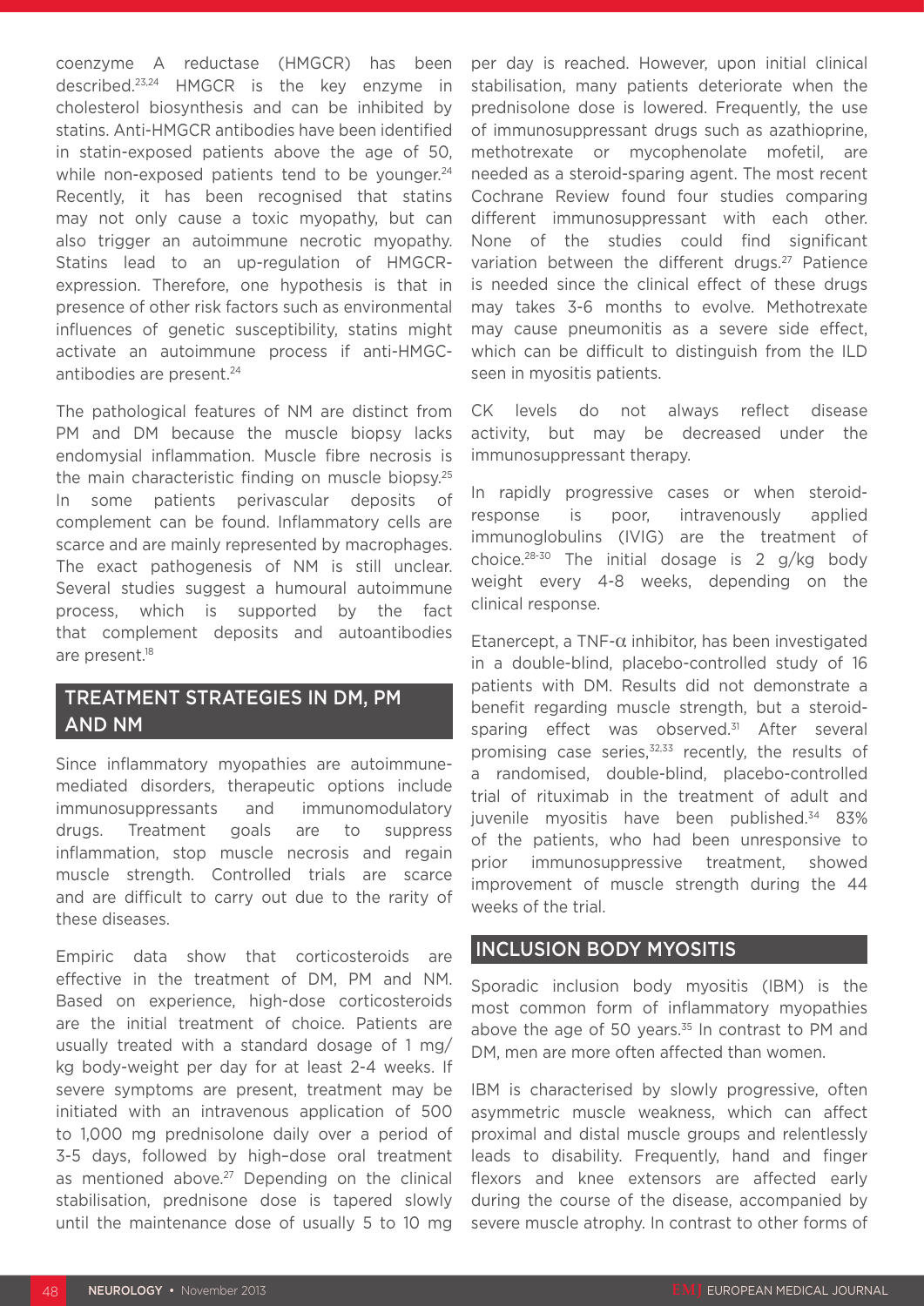coenzyme A reductase (HMGCR) has been described.[23,24] HMGCR is the key enzyme in cholesterol biosynthesis and can be inhibited by statins. Anti-HMGCR antibodies have been identified in statin-exposed patients above the age of 50, while non-exposed patients tend to be younger.[24] Recently, it has been recognised that statins may not only cause a toxic myopathy, but can also trigger an autoimmune necrotic myopathy. Statins lead to an up-regulation of HMGCR-expression. Therefore, one hypothesis is that in presence of other risk factors such as environmental influences of genetic susceptibility, statins might activate an autoimmune process if anti-HMGC-antibodies are present.[24]

The pathological features of NM are distinct from PM and DM because the muscle biopsy lacks endomysial inflammation. Muscle fibre necrosis is the main characteristic finding on muscle biopsy.[25] In some patients perivascular deposits of complement can be found. Inflammatory cells are scarce and are mainly represented by macrophages. The exact pathogenesis of NM is still unclear. Several studies suggest a humoural autoimmune process, which is supported by the fact that complement deposits and autoantibodies are present.[18]

## TREATMENT STRATEGIES IN DM, PM AND NM

Since inflammatory myopathies are autoimmune-mediated disorders, therapeutic options include immunosuppressants and immunomodulatory drugs. Treatment goals are to suppress inflammation, stop muscle necrosis and regain muscle strength. Controlled trials are scarce and are difficult to carry out due to the rarity of these diseases.

Empiric data show that corticosteroids are effective in the treatment of DM, PM and NM. Based on experience, high-dose corticosteroids are the initial treatment of choice. Patients are usually treated with a standard dosage of 1 mg/kg body-weight per day for at least 2-4 weeks. If severe symptoms are present, treatment may be initiated with an intravenous application of 500 to 1,000 mg prednisolone daily over a period of 3-5 days, followed by high–dose oral treatment as mentioned above.[27] Depending on the clinical stabilisation, prednisone dose is tapered slowly until the maintenance dose of usually 5 to 10 mg per day is reached. However, upon initial clinical stabilisation, many patients deteriorate when the prednisolone dose is lowered. Frequently, the use of immunosuppressant drugs such as azathioprine, methotrexate or mycophenolate mofetil, are needed as a steroid-sparing agent. The most recent Cochrane Review found four studies comparing different immunosuppressant with each other. None of the studies could find significant variation between the different drugs.[27] Patience is needed since the clinical effect of these drugs may takes 3-6 months to evolve. Methotrexate may cause pneumonitis as a severe side effect, which can be difficult to distinguish from the ILD seen in myositis patients.

CK levels do not always reflect disease activity, but may be decreased under the immunosuppressant therapy.

In rapidly progressive cases or when steroid-response is poor, intravenously applied immunoglobulins (IVIG) are the treatment of choice.[28-30] The initial dosage is 2 g/kg body weight every 4-8 weeks, depending on the clinical response.

Etanercept, a TNF-$\alpha$ inhibitor, has been investigated in a double-blind, placebo-controlled study of 16 patients with DM. Results did not demonstrate a benefit regarding muscle strength, but a steroid-sparing effect was observed.[31] After several promising case series,[32,33] recently, the results of a randomised, double-blind, placebo-controlled trial of rituximab in the treatment of adult and juvenile myositis have been published.[34] 83% of the patients, who had been unresponsive to prior immunosuppressive treatment, showed improvement of muscle strength during the 44 weeks of the trial.

## INCLUSION BODY MYOSITIS

Sporadic inclusion body myositis (IBM) is the most common form of inflammatory myopathies above the age of 50 years.[35] In contrast to PM and DM, men are more often affected than women.

IBM is characterised by slowly progressive, often asymmetric muscle weakness, which can affect proximal and distal muscle groups and relentlessly leads to disability. Frequently, hand and finger flexors and knee extensors are affected early during the course of the disease, accompanied by severe muscle atrophy. In contrast to other forms of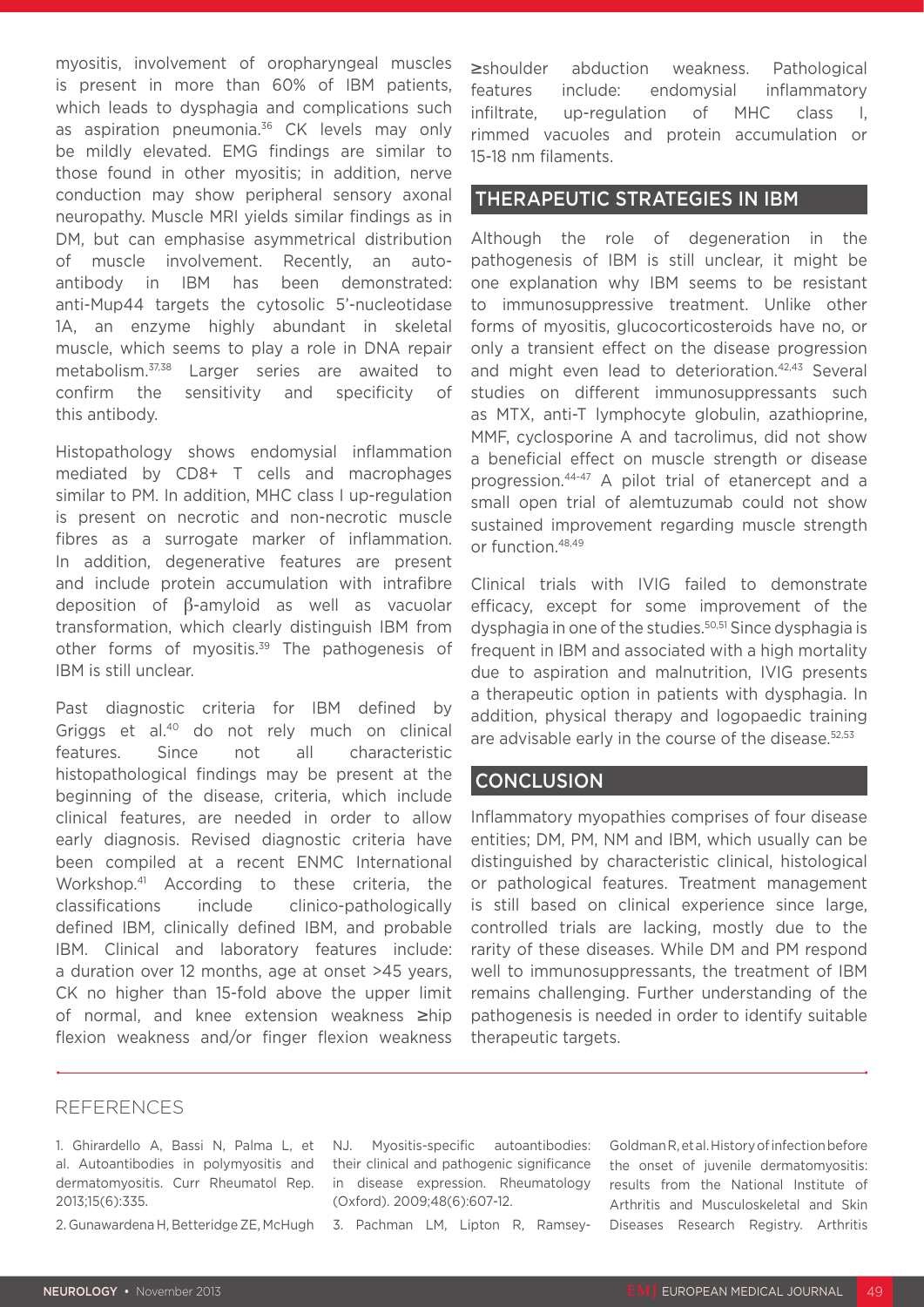myositis, involvement of oropharyngeal muscles is present in more than 60% of IBM patients, which leads to dysphagia and complications such as aspiration pneumonia.[36] CK levels may only be mildly elevated. EMG findings are similar to those found in other myositis; in addition, nerve conduction may show peripheral sensory axonal neuropathy. Muscle MRI yields similar findings as in DM, but can emphasise asymmetrical distribution of muscle involvement. Recently, an autoantibody in IBM has been demonstrated: anti-Mup44 targets the cytosolic 5'-nucleotidase 1A, an enzyme highly abundant in skeletal muscle, which seems to play a role in DNA repair metabolism.[37,38] Larger series are awaited to confirm the sensitivity and specificity of this antibody.

Histopathology shows endomysial inflammation mediated by CD8+ T cells and macrophages similar to PM. In addition, MHC class I up-regulation is present on necrotic and non-necrotic muscle fibres as a surrogate marker of inflammation. In addition, degenerative features are present and include protein accumulation with intrafibre deposition of β-amyloid as well as vacuolar transformation, which clearly distinguish IBM from other forms of myositis.[39] The pathogenesis of IBM is still unclear.

Past diagnostic criteria for IBM defined by Griggs et al.[40] do not rely much on clinical features. Since not all characteristic histopathological findings may be present at the beginning of the disease, criteria, which include clinical features, are needed in order to allow early diagnosis. Revised diagnostic criteria have been compiled at a recent ENMC International Workshop.[41] According to these criteria, the classifications include clinico-pathologically defined IBM, clinically defined IBM, and probable IBM. Clinical and laboratory features include: a duration over 12 months, age at onset >45 years, CK no higher than 15-fold above the upper limit of normal, and knee extension weakness ≥hip flexion weakness and/or finger flexion weakness ≥shoulder abduction weakness. Pathological features include: endomysial inflammatory infiltrate, up-regulation of MHC class I, rimmed vacuoles and protein accumulation or 15-18 nm filaments.

## THERAPEUTIC STRATEGIES IN IBM

Although the role of degeneration in the pathogenesis of IBM is still unclear, it might be one explanation why IBM seems to be resistant to immunosuppressive treatment. Unlike other forms of myositis, glucocorticosteroids have no, or only a transient effect on the disease progression and might even lead to deterioration.[42,43] Several studies on different immunosuppressants such as MTX, anti-T lymphocyte globulin, azathioprine, MMF, cyclosporine A and tacrolimus, did not show a beneficial effect on muscle strength or disease progression.[44-47] A pilot trial of etanercept and a small open trial of alemtuzumab could not show sustained improvement regarding muscle strength or function.[48,49]

Clinical trials with IVIG failed to demonstrate efficacy, except for some improvement of the dysphagia in one of the studies.[50,51] Since dysphagia is frequent in IBM and associated with a high mortality due to aspiration and malnutrition, IVIG presents a therapeutic option in patients with dysphagia. In addition, physical therapy and logopaedic training are advisable early in the course of the disease.[52,53]

## CONCLUSION

Inflammatory myopathies comprises of four disease entities; DM, PM, NM and IBM, which usually can be distinguished by characteristic clinical, histological or pathological features. Treatment management is still based on clinical experience since large, controlled trials are lacking, mostly due to the rarity of these diseases. While DM and PM respond well to immunosuppressants, the treatment of IBM remains challenging. Further understanding of the pathogenesis is needed in order to identify suitable therapeutic targets.

## REFERENCES

1. Ghirardello A, Bassi N, Palma L, et al. Autoantibodies in polymyositis and dermatomyositis. Curr Rheumatol Rep. 2013;15(6):335.

2. Gunawardena H, Betteridge ZE, McHugh NJ. Myositis-specific autoantibodies: their clinical and pathogenic significance in disease expression. Rheumatology (Oxford). 2009;48(6):607-12.

3. Pachman LM, Lipton R, Ramsey-Goldman R, et al. History of infection before the onset of juvenile dermatomyositis: results from the National Institute of Arthritis and Musculoskeletal and Skin Diseases Research Registry. Arthritis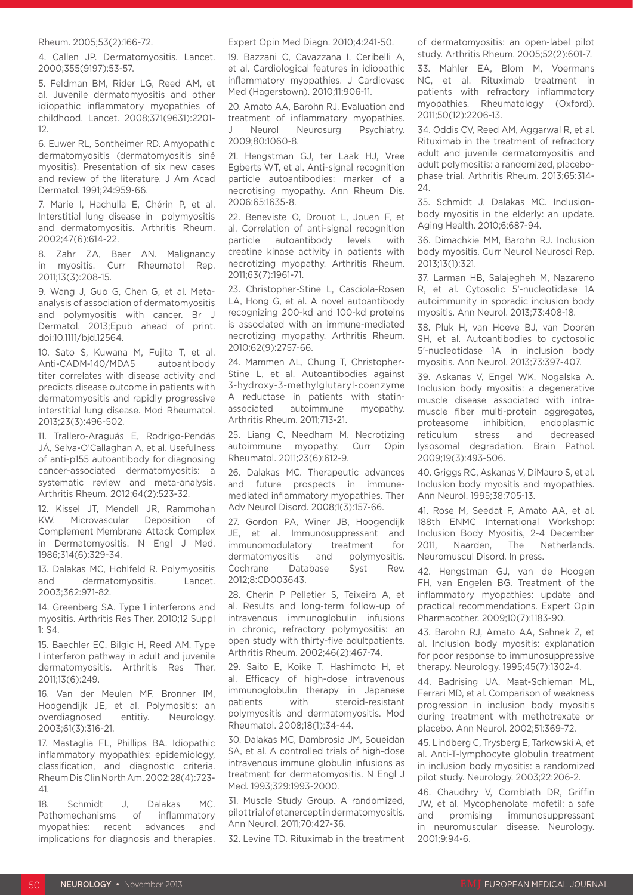Rheum. 2005;53(2):166-72.

4. Callen JP. Dermatomyositis. Lancet. 2000;355(9197):53-57.

5. Feldman BM, Rider LG, Reed AM, et al. Juvenile dermatomyositis and other idiopathic inflammatory myopathies of childhood. Lancet. 2008;371(9631):2201-12.

6. Euwer RL, Sontheimer RD. Amyopathic dermatomyositis (dermatomyositis siné myositis). Presentation of six new cases and review of the literature. J Am Acad Dermatol. 1991;24:959-66.

7. Marie I, Hachulla E, Chérin P, et al. Interstitial lung disease in polymyositis and dermatomyositis. Arthritis Rheum. 2002;47(6):614-22.

8. Zahr ZA, Baer AN. Malignancy in myositis. Curr Rheumatol Rep. 2011;13(3):208-15.

9. Wang J, Guo G, Chen G, et al. Meta-analysis of association of dermatomyositis and polymyositis with cancer. Br J Dermatol. 2013;Epub ahead of print. doi:10.1111/bjd.12564.

10. Sato S, Kuwana M, Fujita T, et al. Anti-CADM-140/MDA5 autoantibody titer correlates with disease activity and predicts disease outcome in patients with dermatomyositis and rapidly progressive interstitial lung disease. Mod Rheumatol. 2013;23(3):496-502.

11. Trallero-Araguás E, Rodrigo-Pendás JÁ, Selva-O'Callaghan A, et al. Usefulness of anti-p155 autoantibody for diagnosing cancer-associated dermatomyositis: a systematic review and meta-analysis. Arthritis Rheum. 2012;64(2):523-32.

12. Kissel JT, Mendell JR, Rammohan KW. Microvascular Deposition of Complement Membrane Attack Complex in Dermatomyositis. N Engl J Med. 1986;314(6):329-34.

13. Dalakas MC, Hohlfeld R. Polymyositis and dermatomyositis. Lancet. 2003;362:971-82.

14. Greenberg SA. Type 1 interferons and myositis. Arthritis Res Ther. 2010;12 Suppl 1: S4.

15. Baechler EC, Bilgic H, Reed AM. Type I interferon pathway in adult and juvenile dermatomyositis. Arthritis Res Ther. 2011;13(6):249.

16. Van der Meulen MF, Bronner IM, Hoogendijk JE, et al. Polymyositis: an overdiagnosed entitiy. Neurology. 2003;61(3):316-21.

17. Mastaglia FL, Phillips BA. Idiopathic inflammatory myopathies: epidemiology, classification, and diagnostic criteria. Rheum Dis Clin North Am. 2002;28(4):723-41.

18. Schmidt J, Dalakas MC. Pathomechanisms of inflammatory myopathies: recent advances and implications for diagnosis and therapies. Expert Opin Med Diagn. 2010;4:241-50.

19. Bazzani C, Cavazzana I, Ceribelli A, et al. Cardiological features in idiopathic inflammatory myopathies. J Cardiovasc Med (Hagerstown). 2010;11:906-11.

20. Amato AA, Barohn RJ. Evaluation and treatment of inflammatory myopathies. J Neurol Neurosurg Psychiatry. 2009;80:1060-8.

21. Hengstman GJ, ter Laak HJ, Vree Egberts WT, et al. Anti-signal recognition particle autoantibodies: marker of a necrotising myopathy. Ann Rheum Dis. 2006;65:1635-8.

22. Beneviste O, Drouot L, Jouen F, et al. Correlation of anti-signal recognition particle autoantibody levels with creatine kinase activity in patients with necrotizing myopathy. Arthritis Rheum. 2011;63(7):1961-71.

23. Christopher-Stine L, Casciola-Rosen LA, Hong G, et al. A novel autoantibody recognizing 200-kd and 100-kd proteins is associated with an immune-mediated necrotizing myopathy. Arthritis Rheum. 2010;62(9):2757-66.

24. Mammen AL, Chung T, Christopher-Stine L, et al. Autoantibodies against 3-hydroxy-3-methylglutaryl-coenzyme A reductase in patients with statin-associated autoimmune myopathy. Arthritis Rheum. 2011;713-21.

25. Liang C, Needham M. Necrotizing autoimmune myopathy. Curr Opin Rheumatol. 2011;23(6):612-9.

26. Dalakas MC. Therapeutic advances and future prospects in immune-mediated inflammatory myopathies. Ther Adv Neurol Disord. 2008;1(3):157-66.

27. Gordon PA, Winer JB, Hoogendijk JE, et al. Immunosuppressant and immunomodulatory treatment for dermatomyositis and polymyositis. Cochrane Database Syst Rev. 2012;8:CD003643.

28. Cherin P Pelletier S, Teixeira A, et al. Results and long-term follow-up of intravenous immunoglobulin infusions in chronic, refractory polymyositis: an open study with thirty-five adultpatients. Arthritis Rheum. 2002;46(2):467-74.

29. Saito E, Koike T, Hashimoto H, et al. Efficacy of high-dose intravenous immunoglobulin therapy in Japanese patients with steroid-resistant polymyositis and dermatomyositis. Mod Rheumatol. 2008;18(1):34-44.

30. Dalakas MC, Dambrosia JM, Soueidan SA, et al. A controlled trials of high-dose intravenous immune globulin infusions as treatment for dermatomyositis. N Engl J Med. 1993;329:1993-2000.

31. Muscle Study Group. A randomized, pilot trial of etanercept in dermatomyositis. Ann Neurol. 2011;70:427-36.

32. Levine TD. Rituximab in the treatment of dermatomyositis: an open-label pilot study. Arthritis Rheum. 2005;52(2):601-7.

33. Mahler EA, Blom M, Voermans NC, et al. Rituximab treatment in patients with refractory inflammatory myopathies. Rheumatology (Oxford). 2011;50(12):2206-13.

34. Oddis CV, Reed AM, Aggarwal R, et al. Rituximab in the treatment of refractory adult and juvenile dermatomyositis and adult polymyositis: a randomized, placebo-phase trial. Arthritis Rheum. 2013;65:314-24.

35. Schmidt J, Dalakas MC. Inclusion-body myositis in the elderly: an update. Aging Health. 2010;6:687-94.

36. Dimachkie MM, Barohn RJ. Inclusion body myositis. Curr Neurol Neurosci Rep. 2013;13(1):321.

37. Larman HB, Salajegheh M, Nazareno R, et al. Cytosolic 5'-nucleotidase 1A autoimmunity in sporadic inclusion body myositis. Ann Neurol. 2013;73:408-18.

38. Pluk H, van Hoeve BJ, van Dooren SH, et al. Autoantibodies to cyctosolic 5'-nucleotidase 1A in inclusion body myositis. Ann Neurol. 2013;73:397-407.

39. Askanas V, Engel WK, Nogalska A. Inclusion body myositis: a degenerative muscle disease associated with intra-muscle fiber multi-protein aggregates, proteasome inhibition, endoplasmic reticulum stress and decreased lysosomal degradation. Brain Pathol. 2009;19(3):493-506.

40. Griggs RC, Askanas V, DiMauro S, et al. Inclusion body myositis and myopathies. Ann Neurol. 1995;38:705-13.

41. Rose M, Seedat F, Amato AA, et al. 188th ENMC International Workshop: Inclusion Body Myositis, 2-4 December 2011, Naarden, The Netherlands. Neuromuscul Disord. In press.

42. Hengstman GJ, van de Hoogen FH, van Engelen BG. Treatment of the inflammatory myopathies: update and practical recommendations. Expert Opin Pharmacother. 2009;10(7):1183-90.

43. Barohn RJ, Amato AA, Sahnek Z, et al. Inclusion body myositis: explanation for poor response to immunosuppressive therapy. Neurology. 1995;45(7):1302-4.

44. Badrising UA, Maat-Schieman ML, Ferrari MD, et al. Comparison of weakness progression in inclusion body myositis during treatment with methotrexate or placebo. Ann Neurol. 2002;51:369-72.

45. Lindberg C, Trysberg E, Tarkowski A, et al. Anti-T-lymphocyte globulin treatment in inclusion body myositis: a randomized pilot study. Neurology. 2003;22:206-2.

46. Chaudhry V, Cornblath DR, Griffin JW, et al. Mycophenolate mofetil: a safe and promising immunosuppressant in neuromuscular disease. Neurology. 2001;9:94-6.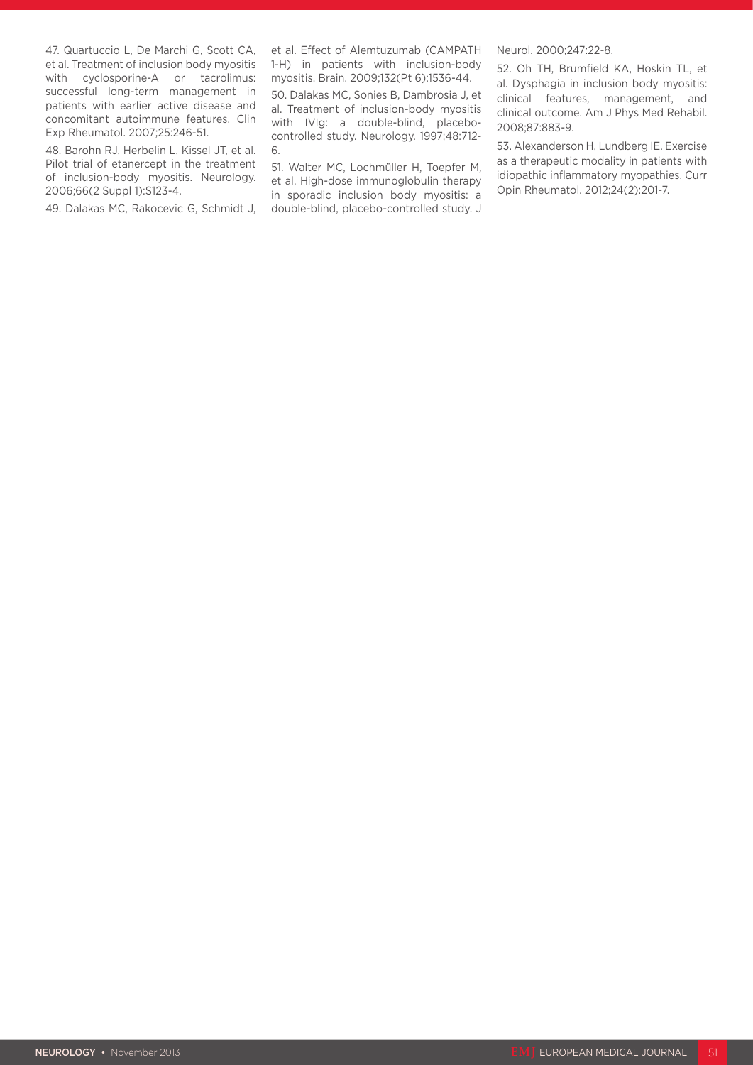47. Quartuccio L, De Marchi G, Scott CA, et al. Treatment of inclusion body myositis with cyclosporine-A or tacrolimus: successful long-term management in patients with earlier active disease and concomitant autoimmune features. Clin Exp Rheumatol. 2007;25:246-51.

48. Barohn RJ, Herbelin L, Kissel JT, et al. Pilot trial of etanercept in the treatment of inclusion-body myositis. Neurology. 2006;66(2 Suppl 1):S123-4.

49. Dalakas MC, Rakocevic G, Schmidt J, et al. Effect of Alemtuzumab (CAMPATH 1-H) in patients with inclusion-body myositis. Brain. 2009;132(Pt 6):1536-44.

50. Dalakas MC, Sonies B, Dambrosia J, et al. Treatment of inclusion-body myositis with IVIg: a double-blind, placebo-controlled study. Neurology. 1997;48:712-6.

51. Walter MC, Lochmüller H, Toepfer M, et al. High-dose immunoglobulin therapy in sporadic inclusion body myositis: a double-blind, placebo-controlled study. J Neurol. 2000;247:22-8.

52. Oh TH, Brumfield KA, Hoskin TL, et al. Dysphagia in inclusion body myositis: clinical features, management, and clinical outcome. Am J Phys Med Rehabil. 2008;87:883-9.

53. Alexanderson H, Lundberg IE. Exercise as a therapeutic modality in patients with idiopathic inflammatory myopathies. Curr Opin Rheumatol. 2012;24(2):201-7.